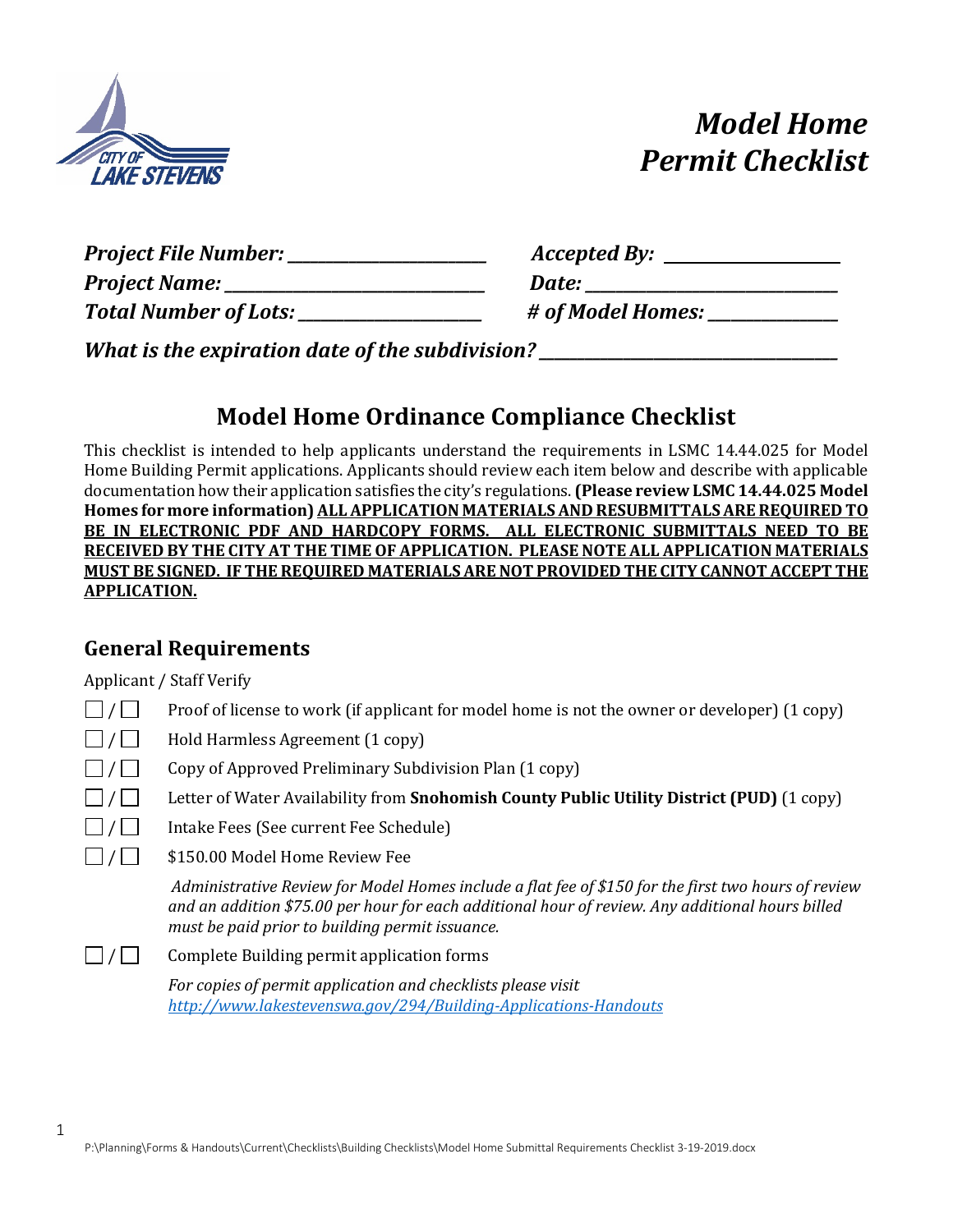# *Model Home Permit Checklist*

***Project File Number:*** ______________________ ***Accepted By:*** ____________________

***Project Name:*** ____________________________ ***Date:*** ____________________________

***Total Number of Lots:*** ____________________ ***# of Model Homes:*** ______________

***What is the expiration date of the subdivision?*** ___________________________________

## Model Home Ordinance Compliance Checklist

This checklist is intended to help applicants understand the requirements in LSMC 14.44.025 for Model Home Building Permit applications. Applicants should review each item below and describe with applicable documentation how their application satisfies the city's regulations. **(Please review LSMC 14.44.025 Model Homes for more information) <u>ALL APPLICATION MATERIALS AND RESUBMITTALS ARE REQUIRED TO BE IN ELECTRONIC PDF AND HARDCOPY FORMS. ALL ELECTRONIC SUBMITTALS NEED TO BE RECEIVED BY THE CITY AT THE TIME OF APPLICATION. PLEASE NOTE ALL APPLICATION MATERIALS MUST BE SIGNED. IF THE REQUIRED MATERIALS ARE NOT PROVIDED THE CITY CANNOT ACCEPT THE APPLICATION.</u>**

## General Requirements

Applicant / Staff Verify

- ☐ / ☐ Proof of license to work (if applicant for model home is not the owner or developer) (1 copy)
- ☐ / ☐ Hold Harmless Agreement (1 copy)
- ☐ / ☐ Copy of Approved Preliminary Subdivision Plan (1 copy)
- ☐ / ☐ Letter of Water Availability from **Snohomish County Public Utility District (PUD)** (1 copy)
- ☐ / ☐ Intake Fees (See current Fee Schedule)
- ☐ / ☐ $150.00 Model Home Review Fee

  *Administrative Review for Model Homes include a flat fee of $150 for the first two hours of review and an addition $75.00 per hour for each additional hour of review. Any additional hours billed must be paid prior to building permit issuance.*

- ☐ / ☐ Complete Building permit application forms

  *For copies of permit application and checklists please visit* *http://www.lakestevenswa.gov/294/Building-Applications-Handouts*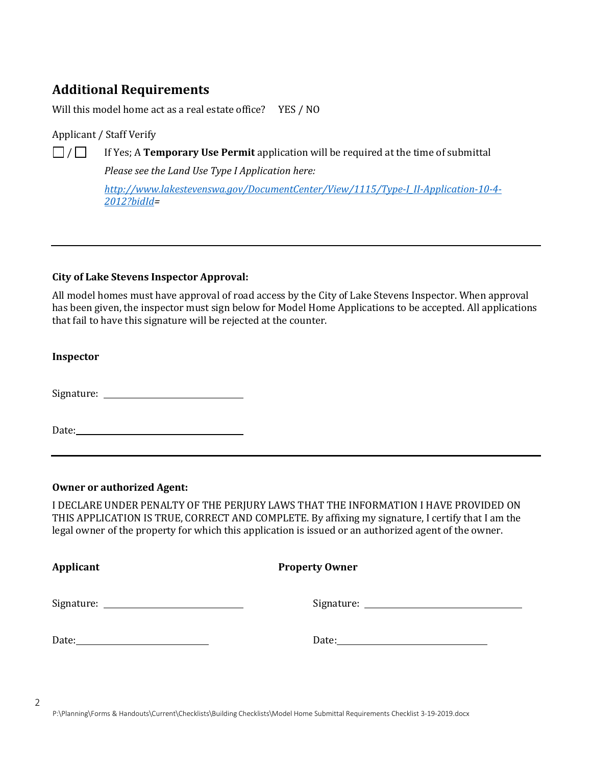## Additional Requirements

Will this model home act as a real estate office? YES / NO

Applicant / Staff Verify

☐ / ☐ If Yes; A **Temporary Use Permit** application will be required at the time of submittal

*Please see the Land Use Type I Application here:*

*http://www.lakestevenswa.gov/DocumentCenter/View/1115/Type-I_II-Application-10-4-2012?bidId=*

---

**City of Lake Stevens Inspector Approval:**

All model homes must have approval of road access by the City of Lake Stevens Inspector. When approval has been given, the inspector must sign below for Model Home Applications to be accepted. All applications that fail to have this signature will be rejected at the counter.

**Inspector**

Signature: ______________________________

Date: ______________________________

---

**Owner or authorized Agent:**

I DECLARE UNDER PENALTY OF THE PERJURY LAWS THAT THE INFORMATION I HAVE PROVIDED ON THIS APPLICATION IS TRUE, CORRECT AND COMPLETE. By affixing my signature, I certify that I am the legal owner of the property for which this application is issued or an authorized agent of the owner.

**Applicant**

Signature: ______________________________

Date: ______________________________

**Property Owner**

Signature: ______________________________

Date: ______________________________

P:\Planning\Forms & Handouts\Current\Checklists\Building Checklists\Model Home Submittal Requirements Checklist 3-19-2019.docx